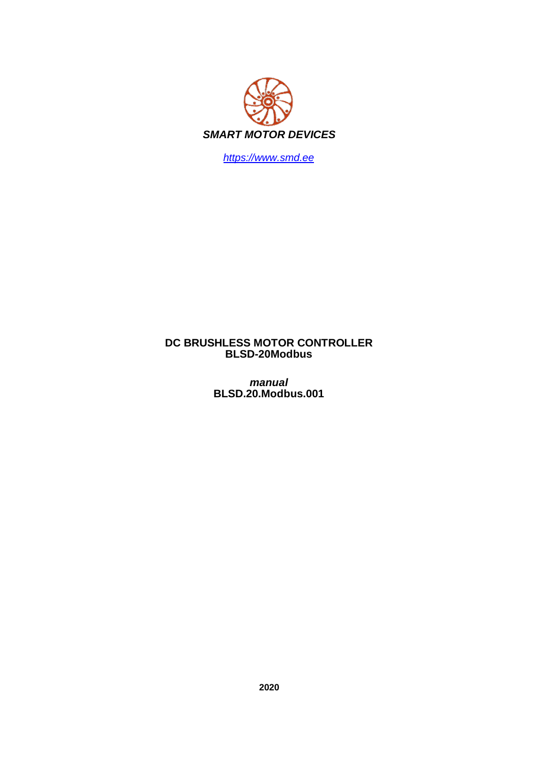***SMART MOTOR DEVICES***

*https://www.smd.ee*

# DC BRUSHLESS MOTOR CONTROLLER
# BLSD-20Modbus

***manual***
**BLSD.20.Modbus.001**

**2020**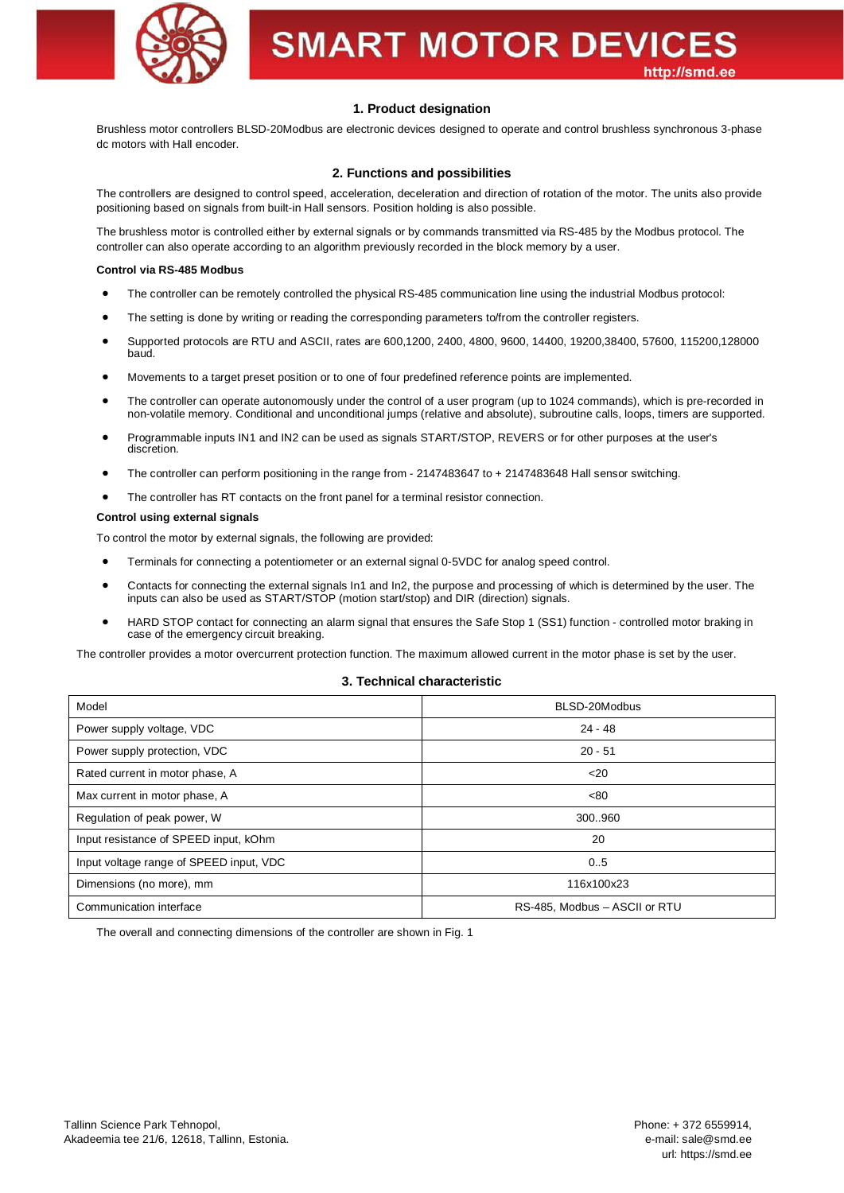## 1. Product designation

Brushless motor controllers BLSD-20Modbus are electronic devices designed to operate and control brushless synchronous 3-phase dc motors with Hall encoder.

## 2. Functions and possibilities

The controllers are designed to control speed, acceleration, deceleration and direction of rotation of the motor. The units also provide positioning based on signals from built-in Hall sensors. Position holding is also possible.

The brushless motor is controlled either by external signals or by commands transmitted via RS-485 by the Modbus protocol. The controller can also operate according to an algorithm previously recorded in the block memory by a user.

**Control via RS-485 Modbus**

- The controller can be remotely controlled the physical RS-485 communication line using the industrial Modbus protocol:
- The setting is done by writing or reading the corresponding parameters to/from the controller registers.
- Supported protocols are RTU and ASCII, rates are 600,1200, 2400, 4800, 9600, 14400, 19200,38400, 57600, 115200,128000 baud.
- Movements to a target preset position or to one of four predefined reference points are implemented.
- The controller can operate autonomously under the control of a user program (up to 1024 commands), which is pre-recorded in non-volatile memory. Conditional and unconditional jumps (relative and absolute), subroutine calls, loops, timers are supported.
- Programmable inputs IN1 and IN2 can be used as signals START/STOP, REVERS or for other purposes at the user's discretion.
- The controller can perform positioning in the range from - 2147483647 to + 2147483648 Hall sensor switching.
- The controller has RT contacts on the front panel for a terminal resistor connection.

**Control using external signals**

To control the motor by external signals, the following are provided:

- Terminals for connecting a potentiometer or an external signal 0-5VDC for analog speed control.
- Contacts for connecting the external signals In1 and In2, the purpose and processing of which is determined by the user. The inputs can also be used as START/STOP (motion start/stop) and DIR (direction) signals.
- HARD STOP contact for connecting an alarm signal that ensures the Safe Stop 1 (SS1) function - controlled motor braking in case of the emergency circuit breaking.

The controller provides a motor overcurrent protection function. The maximum allowed current in the motor phase is set by the user.

## 3. Technical characteristic

| Model | BLSD-20Modbus |
|---|---|
| Power supply voltage, VDC | 24 - 48 |
| Power supply protection, VDC | 20 - 51 |
| Rated current in motor phase, A | <20 |
| Max current in motor phase, A | <80 |
| Regulation of peak power, W | 300..960 |
| Input resistance of SPEED input, kOhm | 20 |
| Input voltage range of SPEED input, VDC | 0..5 |
| Dimensions (no more), mm | 116x100x23 |
| Communication interface | RS-485, Modbus – ASCII or RTU |

The overall and connecting dimensions of the controller are shown in Fig. 1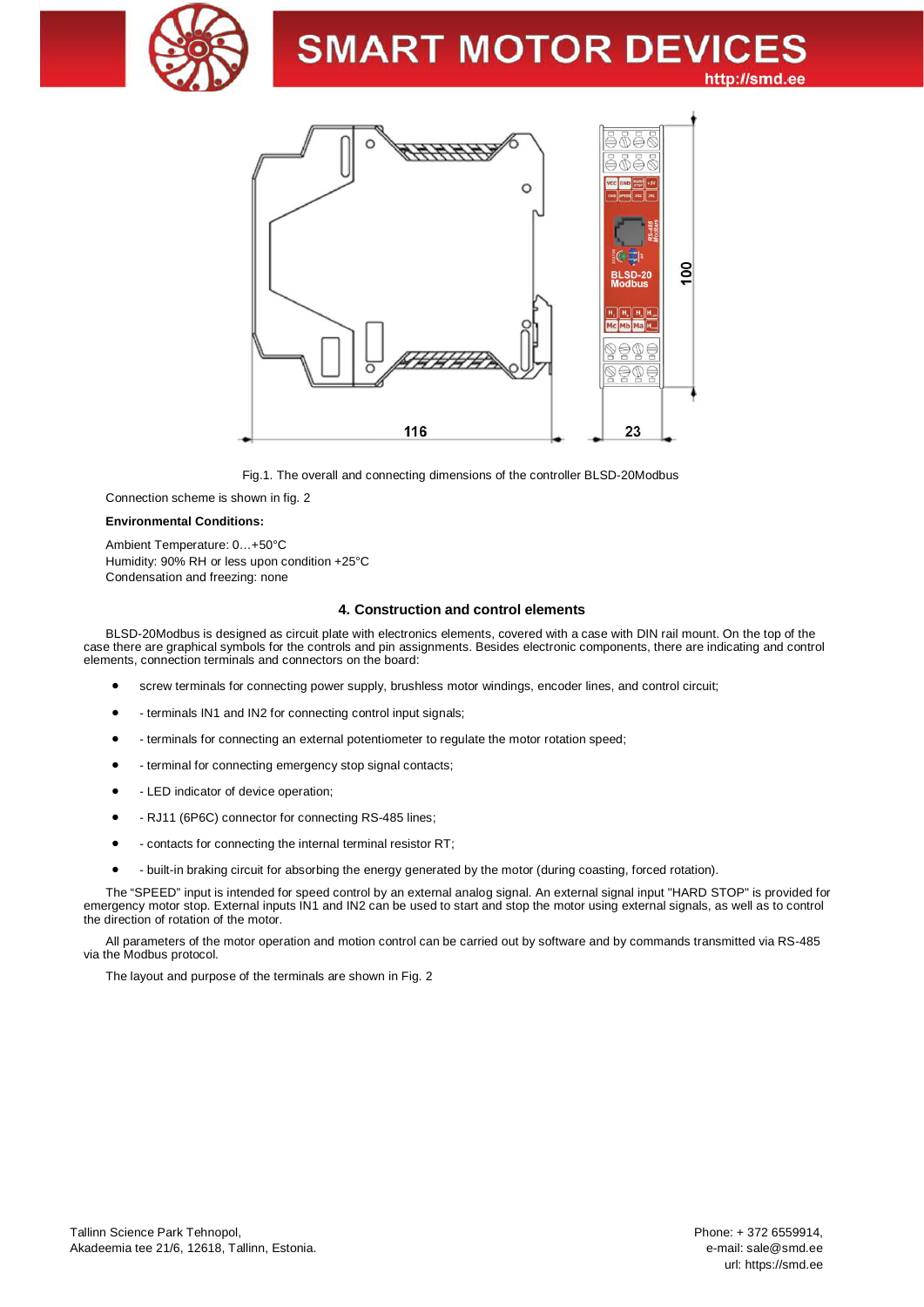Fig.1. The overall and connecting dimensions of the controller BLSD-20Modbus

Connection scheme is shown in fig. 2

**Environmental Conditions:**

Ambient Temperature: 0…+50°C
Humidity: 90% RH or less upon condition +25°C
Condensation and freezing: none

## 4. Construction and control elements

BLSD-20Modbus is designed as circuit plate with electronics elements, covered with a case with DIN rail mount. On the top of the case there are graphical symbols for the controls and pin assignments. Besides electronic components, there are indicating and control elements, connection terminals and connectors on the board:

- screw terminals for connecting power supply, brushless motor windings, encoder lines, and control circuit;
- - terminals IN1 and IN2 for connecting control input signals;
- - terminals for connecting an external potentiometer to regulate the motor rotation speed;
- - terminal for connecting emergency stop signal contacts;
- - LED indicator of device operation;
- - RJ11 (6P6C) connector for connecting RS-485 lines;
- - contacts for connecting the internal terminal resistor RT;
- - built-in braking circuit for absorbing the energy generated by the motor (during coasting, forced rotation).

The “SPEED” input is intended for speed control by an external analog signal. An external signal input "HARD STOP" is provided for emergency motor stop. External inputs IN1 and IN2 can be used to start and stop the motor using external signals, as well as to control the direction of rotation of the motor.

All parameters of the motor operation and motion control can be carried out by software and by commands transmitted via RS-485 via the Modbus protocol.

The layout and purpose of the terminals are shown in Fig. 2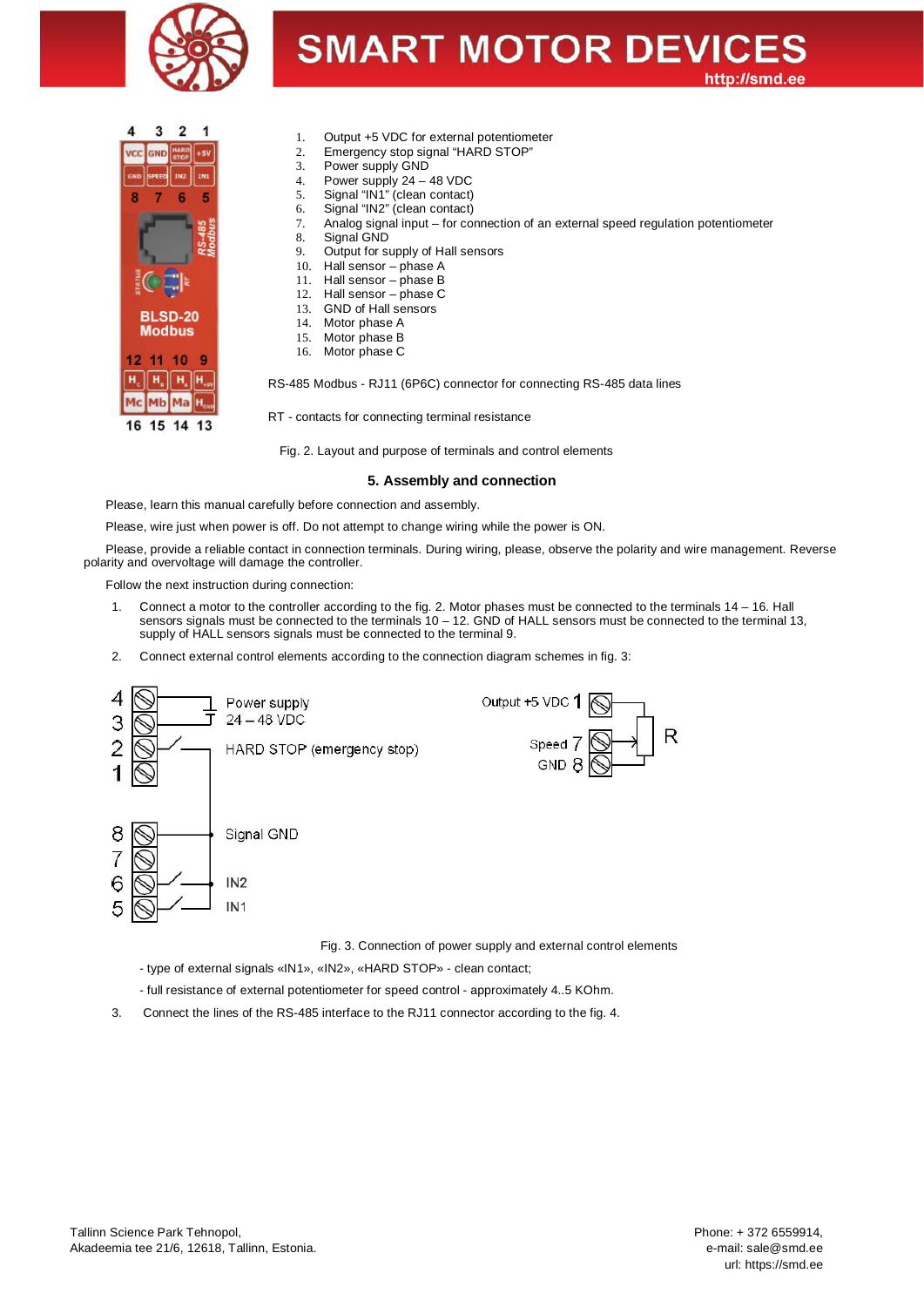1. Output +5 VDC for external potentiometer
2. Emergency stop signal "HARD STOP"
3. Power supply GND
4. Power supply 24 – 48 VDC
5. Signal "IN1" (clean contact)
6. Signal "IN2" (clean contact)
7. Analog signal input – for connection of an external speed regulation potentiometer
8. Signal GND
9. Output for supply of Hall sensors
10. Hall sensor – phase A
11. Hall sensor – phase B
12. Hall sensor – phase C
13. GND of Hall sensors
14. Motor phase A
15. Motor phase B
16. Motor phase C

RS-485 Modbus - RJ11 (6P6C) connector for connecting RS-485 data lines

RT - contacts for connecting terminal resistance

Fig. 2. Layout and purpose of terminals and control elements

## 5. Assembly and connection

Please, learn this manual carefully before connection and assembly.

Please, wire just when power is off. Do not attempt to change wiring while the power is ON.

Please, provide a reliable contact in connection terminals. During wiring, please, observe the polarity and wire management. Reverse polarity and overvoltage will damage the controller.

Follow the next instruction during connection:

1. Connect a motor to the controller according to the fig. 2. Motor phases must be connected to the terminals 14 – 16. Hall sensors signals must be connected to the terminals 10 – 12. GND of HALL sensors must be connected to the terminal 13, supply of HALL sensors signals must be connected to the terminal 9.
2. Connect external control elements according to the connection diagram schemes in fig. 3:

Fig. 3. Connection of power supply and external control elements

- type of external signals «IN1», «IN2», «HARD STOP» - clean contact;
- full resistance of external potentiometer for speed control - approximately 4..5 KOhm.

3. Connect the lines of the RS-485 interface to the RJ11 connector according to the fig. 4.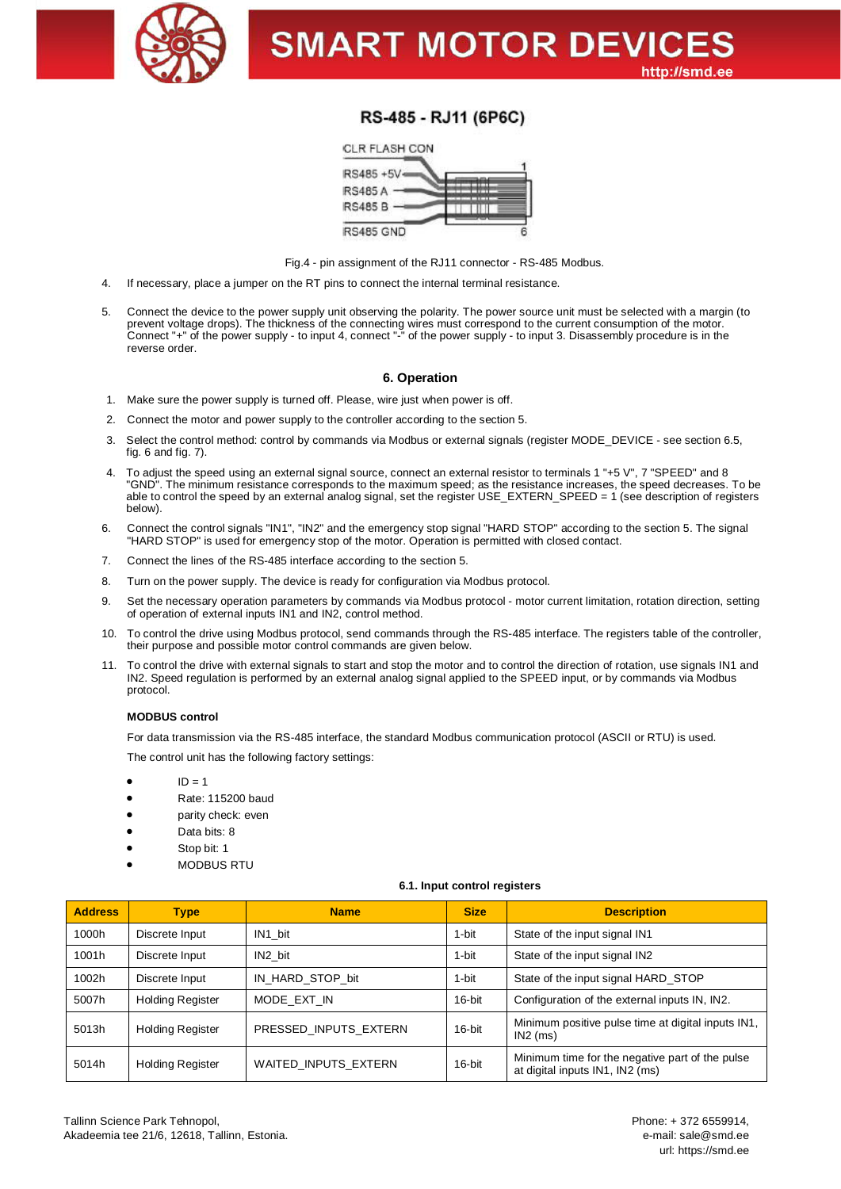## RS-485 - RJ11 (6P6C)

CLR FLASH CON

RS485 +5V

RS485 A

RS485 B

RS485 GND

Fig.4 - pin assignment of the RJ11 connector - RS-485 Modbus.

4. If necessary, place a jumper on the RT pins to connect the internal terminal resistance.

5. Connect the device to the power supply unit observing the polarity. The power source unit must be selected with a margin (to prevent voltage drops). The thickness of the connecting wires must correspond to the current consumption of the motor. Connect "+" of the power supply - to input 4, connect "-" of the power supply - to input 3. Disassembly procedure is in the reverse order.

### 6. Operation

1. Make sure the power supply is turned off. Please, wire just when power is off.
2. Connect the motor and power supply to the controller according to the section 5.
3. Select the control method: control by commands via Modbus or external signals (register MODE_DEVICE - see section 6.5, fig. 6 and fig. 7).
4. To adjust the speed using an external signal source, connect an external resistor to terminals 1 "+5 V", 7 "SPEED" and 8 "GND". The minimum resistance corresponds to the maximum speed; as the resistance increases, the speed decreases. To be able to control the speed by an external analog signal, set the register USE_EXTERN_SPEED = 1 (see description of registers below).
6. Connect the control signals "IN1", "IN2" and the emergency stop signal "HARD STOP" according to the section 5. The signal "HARD STOP" is used for emergency stop of the motor. Operation is permitted with closed contact.
7. Connect the lines of the RS-485 interface according to the section 5.
8. Turn on the power supply. The device is ready for configuration via Modbus protocol.
9. Set the necessary operation parameters by commands via Modbus protocol - motor current limitation, rotation direction, setting of operation of external inputs IN1 and IN2, control method.
10. To control the drive using Modbus protocol, send commands through the RS-485 interface. The registers table of the controller, their purpose and possible motor control commands are given below.
11. To control the drive with external signals to start and stop the motor and to control the direction of rotation, use signals IN1 and IN2. Speed regulation is performed by an external analog signal applied to the SPEED input, or by commands via Modbus protocol.

**MODBUS control**

For data transmission via the RS-485 interface, the standard Modbus communication protocol (ASCII or RTU) is used.

The control unit has the following factory settings:

- ID = 1
- Rate: 115200 baud
- parity check: even
- Data bits: 8
- Stop bit: 1
- MODBUS RTU

**6.1. Input control registers**

| Address | Type | Name | Size | Description |
|---|---|---|---|---|
| 1000h | Discrete Input | IN1_bit | 1-bit | State of the input signal IN1 |
| 1001h | Discrete Input | IN2_bit | 1-bit | State of the input signal IN2 |
| 1002h | Discrete Input | IN_HARD_STOP_bit | 1-bit | State of the input signal HARD_STOP |
| 5007h | Holding Register | MODE_EXT_IN | 16-bit | Configuration of the external inputs IN, IN2. |
| 5013h | Holding Register | PRESSED_INPUTS_EXTERN | 16-bit | Minimum positive pulse time at digital inputs IN1, IN2 (ms) |
| 5014h | Holding Register | WAITED_INPUTS_EXTERN | 16-bit | Minimum time for the negative part of the pulse at digital inputs IN1, IN2 (ms) |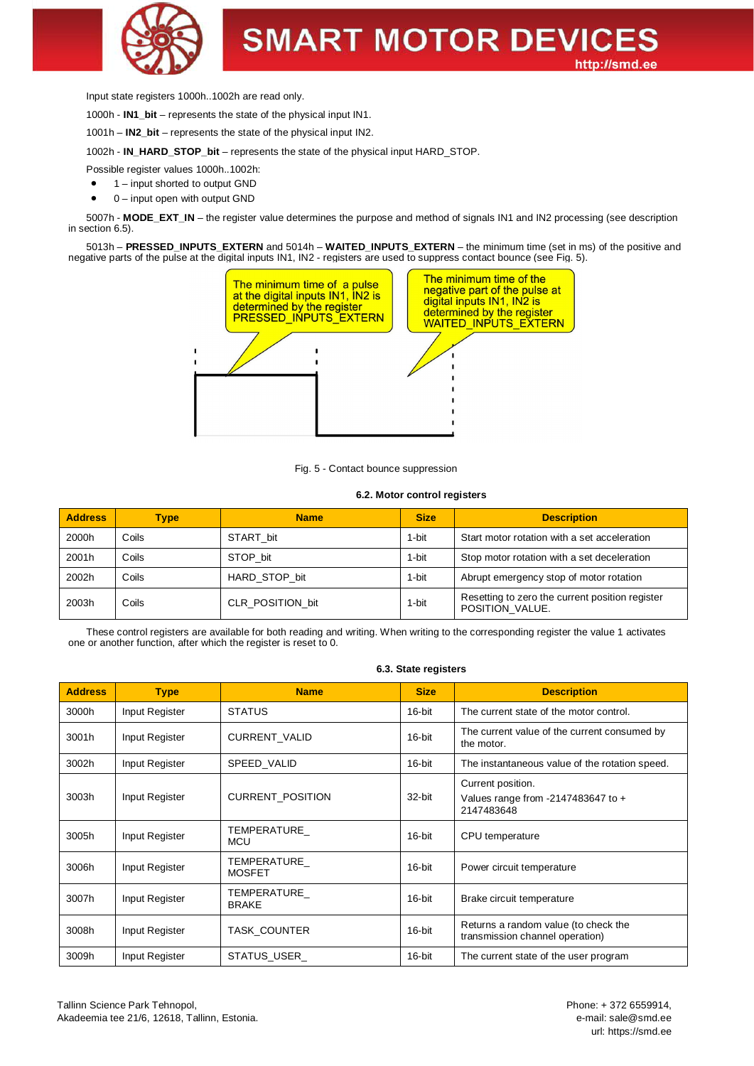Input state registers 1000h..1002h are read only.

1000h - **IN1_bit** – represents the state of the physical input IN1.

1001h – **IN2_bit** – represents the state of the physical input IN2.

1002h - **IN_HARD_STOP_bit** – represents the state of the physical input HARD_STOP.

Possible register values 1000h..1002h:

- 1 – input shorted to output GND
- 0 – input open with output GND

5007h - **MODE_EXT_IN** – the register value determines the purpose and method of signals IN1 and IN2 processing (see description in section 6.5).

5013h – **PRESSED_INPUTS_EXTERN** and 5014h – **WAITED_INPUTS_EXTERN** – the minimum time (set in ms) of the positive and negative parts of the pulse at the digital inputs IN1, IN2 - registers are used to suppress contact bounce (see Fig. 5).

The minimum time of a pulse at the digital inputs IN1, IN2 is determined by the register PRESSED_INPUTS_EXTERN

The minimum time of the negative part of the pulse at digital inputs IN1, IN2 is determined by the register WAITED_INPUTS_EXTERN

Fig. 5 - Contact bounce suppression

### 6.2. Motor control registers

| Address | Type | Name | Size | Description |
|---|---|---|---|---|
| 2000h | Coils | START_bit | 1-bit | Start motor rotation with a set acceleration |
| 2001h | Coils | STOP_bit | 1-bit | Stop motor rotation with a set deceleration |
| 2002h | Coils | HARD_STOP_bit | 1-bit | Abrupt emergency stop of motor rotation |
| 2003h | Coils | CLR_POSITION_bit | 1-bit | Resetting to zero the current position register POSITION_VALUE. |

These control registers are available for both reading and writing. When writing to the corresponding register the value 1 activates one or another function, after which the register is reset to 0.

### 6.3. State registers

| Address | Type | Name | Size | Description |
|---|---|---|---|---|
| 3000h | Input Register | STATUS | 16-bit | The current state of the motor control. |
| 3001h | Input Register | CURRENT_VALID | 16-bit | The current value of the current consumed by the motor. |
| 3002h | Input Register | SPEED_VALID | 16-bit | The instantaneous value of the rotation speed. |
| 3003h | Input Register | CURRENT_POSITION | 32-bit | Current position.<br>Values range from -2147483647 to + 2147483648 |
| 3005h | Input Register | TEMPERATURE_ MCU | 16-bit | CPU temperature |
| 3006h | Input Register | TEMPERATURE_ MOSFET | 16-bit | Power circuit temperature |
| 3007h | Input Register | TEMPERATURE_ BRAKE | 16-bit | Brake circuit temperature |
| 3008h | Input Register | TASK_COUNTER | 16-bit | Returns a random value (to check the transmission channel operation) |
| 3009h | Input Register | STATUS_USER_ | 16-bit | The current state of the user program |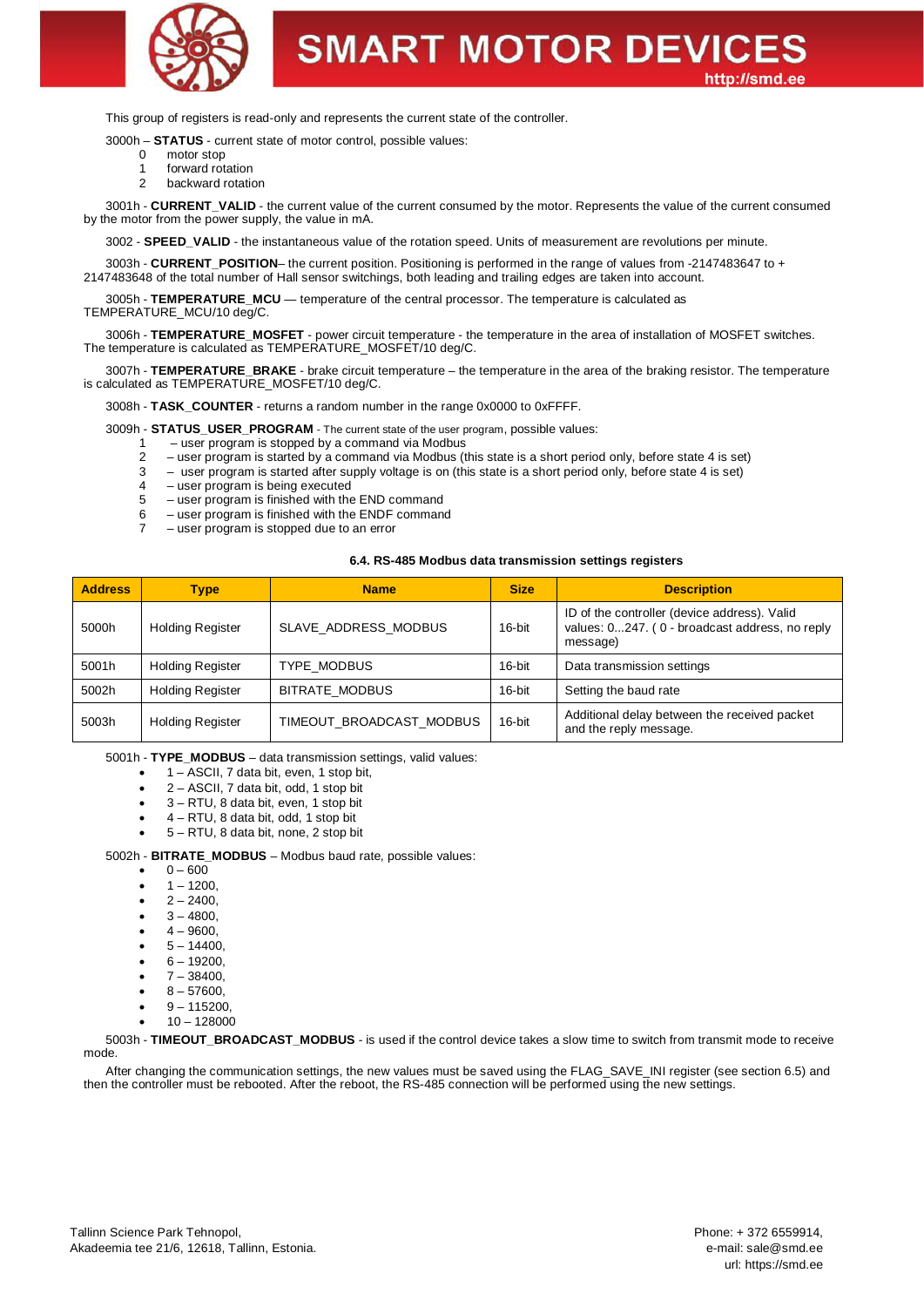This group of registers is read-only and represents the current state of the controller.

3000h – **STATUS** - current state of motor control, possible values:

0 motor stop
1 forward rotation
2 backward rotation

3001h - **CURRENT_VALID** - the current value of the current consumed by the motor. Represents the value of the current consumed by the motor from the power supply, the value in mA.

3002 - **SPEED_VALID** - the instantaneous value of the rotation speed. Units of measurement are revolutions per minute.

3003h - **CURRENT_POSITION**– the current position. Positioning is performed in the range of values from -2147483647 to + 2147483648 of the total number of Hall sensor switchings, both leading and trailing edges are taken into account.

3005h - **TEMPERATURE_MCU** — temperature of the central processor. The temperature is calculated as TEMPERATURE_MCU/10 deg/C.

3006h - **TEMPERATURE_MOSFET** - power circuit temperature - the temperature in the area of installation of MOSFET switches. The temperature is calculated as TEMPERATURE_MOSFET/10 deg/C.

3007h - **TEMPERATURE_BRAKE** - brake circuit temperature – the temperature in the area of the braking resistor. The temperature is calculated as TEMPERATURE_MOSFET/10 deg/C.

3008h - **TASK_COUNTER** - returns a random number in the range 0x0000 to 0xFFFF.

3009h - **STATUS_USER_PROGRAM** - The current state of the user program, possible values:

1 – user program is stopped by a command via Modbus
2 – user program is started by a command via Modbus (this state is a short period only, before state 4 is set)
3 – user program is started after supply voltage is on (this state is a short period only, before state 4 is set)
4 – user program is being executed
5 – user program is finished with the END command
6 – user program is finished with the ENDF command
7 – user program is stopped due to an error

### 6.4. RS-485 Modbus data transmission settings registers

| Address | Type | Name | Size | Description |
|---|---|---|---|---|
| 5000h | Holding Register | SLAVE_ADDRESS_MODBUS | 16-bit | ID of the controller (device address). Valid values: 0...247. ( 0 - broadcast address, no reply message) |
| 5001h | Holding Register | TYPE_MODBUS | 16-bit | Data transmission settings |
| 5002h | Holding Register | BITRATE_MODBUS | 16-bit | Setting the baud rate |
| 5003h | Holding Register | TIMEOUT_BROADCAST_MODBUS | 16-bit | Additional delay between the received packet and the reply message. |

5001h - **TYPE_MODBUS** – data transmission settings, valid values:

- 1 – ASCII, 7 data bit, even, 1 stop bit,
- 2 – ASCII, 7 data bit, odd, 1 stop bit
- 3 – RTU, 8 data bit, even, 1 stop bit
- 4 – RTU, 8 data bit, odd, 1 stop bit
- 5 – RTU, 8 data bit, none, 2 stop bit

5002h - **BITRATE_MODBUS** – Modbus baud rate, possible values:

- 0 – 600
- 1 – 1200,
- 2 – 2400,
- 3 – 4800,
- 4 – 9600,
- 5 – 14400,
- 6 – 19200,
- 7 – 38400,
- 8 – 57600,
- 9 – 115200,
- 10 – 128000

5003h - **TIMEOUT_BROADCAST_MODBUS** - is used if the control device takes a slow time to switch from transmit mode to receive mode.

After changing the communication settings, the new values must be saved using the FLAG_SAVE_INI register (see section 6.5) and then the controller must be rebooted. After the reboot, the RS-485 connection will be performed using the new settings.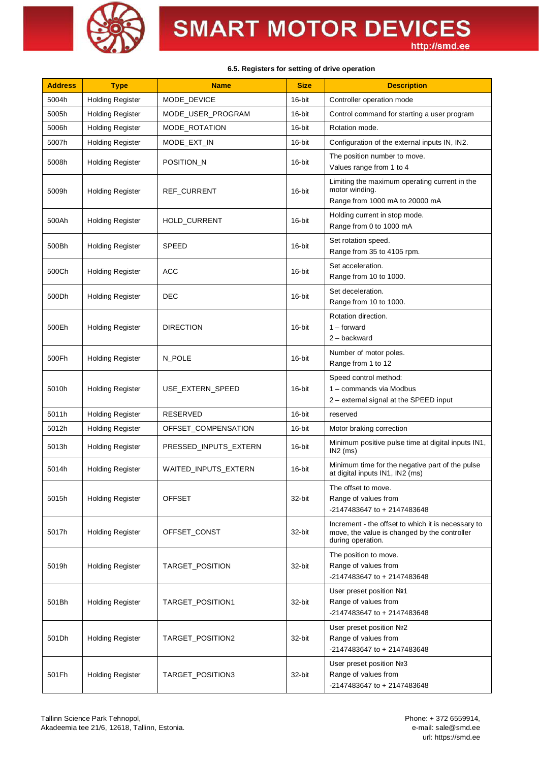#### 6.5. Registers for setting of drive operation

| Address | Type | Name | Size | Description |
|---|---|---|---|---|
| 5004h | Holding Register | MODE_DEVICE | 16-bit | Controller operation mode |
| 5005h | Holding Register | MODE_USER_PROGRAM | 16-bit | Control command for starting a user program |
| 5006h | Holding Register | MODE_ROTATION | 16-bit | Rotation mode. |
| 5007h | Holding Register | MODE_EXT_IN | 16-bit | Configuration of the external inputs IN, IN2. |
| 5008h | Holding Register | POSITION_N | 16-bit | The position number to move.<br>Values range from 1 to 4 |
| 5009h | Holding Register | REF_CURRENT | 16-bit | Limiting the maximum operating current in the motor winding.<br>Range from 1000 mA to 20000 mA |
| 500Ah | Holding Register | HOLD_CURRENT | 16-bit | Holding current in stop mode.<br>Range from 0 to 1000 mA |
| 500Bh | Holding Register | SPEED | 16-bit | Set rotation speed.<br>Range from 35 to 4105 rpm. |
| 500Ch | Holding Register | ACC | 16-bit | Set acceleration.<br>Range from 10 to 1000. |
| 500Dh | Holding Register | DEC | 16-bit | Set deceleration.<br>Range from 10 to 1000. |
| 500Eh | Holding Register | DIRECTION | 16-bit | Rotation direction.<br>1 – forward<br>2 – backward |
| 500Fh | Holding Register | N_POLE | 16-bit | Number of motor poles.<br>Range from 1 to 12 |
| 5010h | Holding Register | USE_EXTERN_SPEED | 16-bit | Speed control method:<br>1 – commands via Modbus<br>2 – external signal at the SPEED input |
| 5011h | Holding Register | RESERVED | 16-bit | reserved |
| 5012h | Holding Register | OFFSET_COMPENSATION | 16-bit | Motor braking correction |
| 5013h | Holding Register | PRESSED_INPUTS_EXTERN | 16-bit | Minimum positive pulse time at digital inputs IN1, IN2 (ms) |
| 5014h | Holding Register | WAITED_INPUTS_EXTERN | 16-bit | Minimum time for the negative part of the pulse at digital inputs IN1, IN2 (ms) |
| 5015h | Holding Register | OFFSET | 32-bit | The offset to move.<br>Range of values from<br>-2147483647 to + 2147483648 |
| 5017h | Holding Register | OFFSET_CONST | 32-bit | Increment - the offset to which it is necessary to move, the value is changed by the controller during operation. |
| 5019h | Holding Register | TARGET_POSITION | 32-bit | The position to move.<br>Range of values from<br>-2147483647 to + 2147483648 |
| 501Bh | Holding Register | TARGET_POSITION1 | 32-bit | User preset position №1<br>Range of values from<br>-2147483647 to + 2147483648 |
| 501Dh | Holding Register | TARGET_POSITION2 | 32-bit | User preset position №2<br>Range of values from<br>-2147483647 to + 2147483648 |
| 501Fh | Holding Register | TARGET_POSITION3 | 32-bit | User preset position №3<br>Range of values from<br>-2147483647 to + 2147483648 |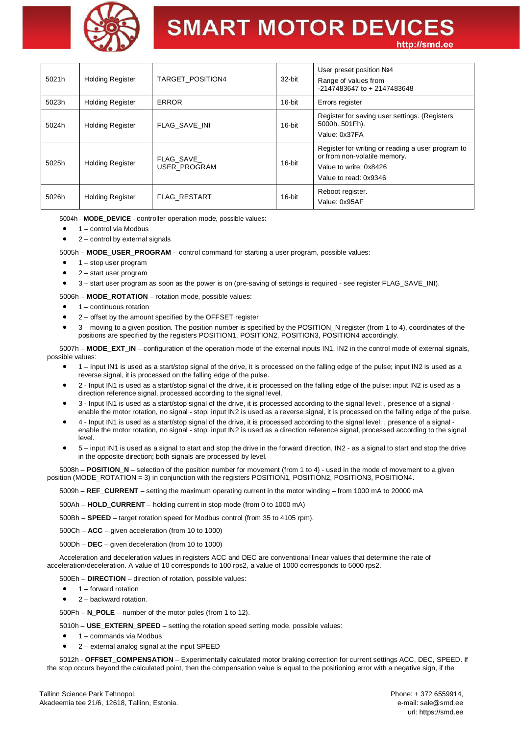| | | | | |
|---|---|---|---|---|
| 5021h | Holding Register | TARGET_POSITION4 | 32-bit | User preset position №4<br>Range of values from<br>-2147483647 to + 2147483648 |
| 5023h | Holding Register | ERROR | 16-bit | Errors register |
| 5024h | Holding Register | FLAG_SAVE_INI | 16-bit | Register for saving user settings. (Registers 5000h..501Fh).<br>Value: 0x37FA |
| 5025h | Holding Register | FLAG_SAVE_ USER_PROGRAM | 16-bit | Register for writing or reading a user program to or from non-volatile memory.<br>Value to write: 0x8426<br>Value to read: 0x9346 |
| 5026h | Holding Register | FLAG_RESTART | 16-bit | Reboot register.<br>Value: 0x95AF |

5004h - **MODE_DEVICE** - controller operation mode, possible values:

- 1 – control via Modbus
- 2 – control by external signals

5005h – **MODE_USER_PROGRAM** – control command for starting a user program, possible values:

- 1 – stop user program
- 2 – start user program
- 3 – start user program as soon as the power is on (pre-saving of settings is required - see register FLAG_SAVE_INI).

5006h – **MODE_ROTATION** – rotation mode, possible values:

- 1 – continuous rotation
- 2 – offset by the amount specified by the OFFSET register
- 3 – moving to a given position. The position number is specified by the POSITION_N register (from 1 to 4), coordinates of the positions are specified by the registers POSITION1, POSITION2, POSITION3, POSITION4 accordingly.

5007h – **MODE_EXT_IN** – configuration of the operation mode of the external inputs IN1, IN2 in the control mode of external signals, possible values:

- 1 – Input IN1 is used as a start/stop signal of the drive, it is processed on the falling edge of the pulse; input IN2 is used as a reverse signal, it is processed on the falling edge of the pulse.
- 2 - Input IN1 is used as a start/stop signal of the drive, it is processed on the falling edge of the pulse; input IN2 is used as a direction reference signal, processed according to the signal level.
- 3 - Input IN1 is used as a start/stop signal of the drive, it is processed according to the signal level: , presence of a signal - enable the motor rotation, no signal - stop; input IN2 is used as a reverse signal, it is processed on the falling edge of the pulse.
- 4 - Input IN1 is used as a start/stop signal of the drive, it is processed according to the signal level: , presence of a signal - enable the motor rotation, no signal - stop; input IN2 is used as a direction reference signal, processed according to the signal level.
- 5 – input IN1 is used as a signal to start and stop the drive in the forward direction, IN2 - as a signal to start and stop the drive in the opposite direction; both signals are processed by level.

5008h – **POSITION_N** – selection of the position number for movement (from 1 to 4) - used in the mode of movement to a given position (MODE_ROTATION = 3) in conjunction with the registers POSITION1, POSITION2, POSITION3, POSITION4.

5009h – **REF_CURRENT** – setting the maximum operating current in the motor winding – from 1000 mA to 20000 mA

500Ah – **HOLD_CURRENT** – holding current in stop mode (from 0 to 1000 mA)

500Bh – **SPEED** – target rotation speed for Modbus control (from 35 to 4105 rpm).

500Ch – **ACC** – given acceleration (from 10 to 1000)

500Dh – **DEC** – given deceleration (from 10 to 1000)

Acceleration and deceleration values in registers ACC and DEC are conventional linear values that determine the rate of acceleration/deceleration. A value of 10 corresponds to 100 rps2, a value of 1000 corresponds to 5000 rps2.

500Eh – **DIRECTION** – direction of rotation, possible values:

- 1 – forward rotation
- 2 – backward rotation.

500Fh – **N_POLE** – number of the motor poles (from 1 to 12).

5010h – **USE_EXTERN_SPEED** – setting the rotation speed setting mode, possible values:

- 1 – commands via Modbus
- 2 – external analog signal at the input SPEED

5012h - **OFFSET_COMPENSATION** – Experimentally calculated motor braking correction for current settings ACC, DEC, SPEED. If the stop occurs beyond the calculated point, then the compensation value is equal to the positioning error with a negative sign, if the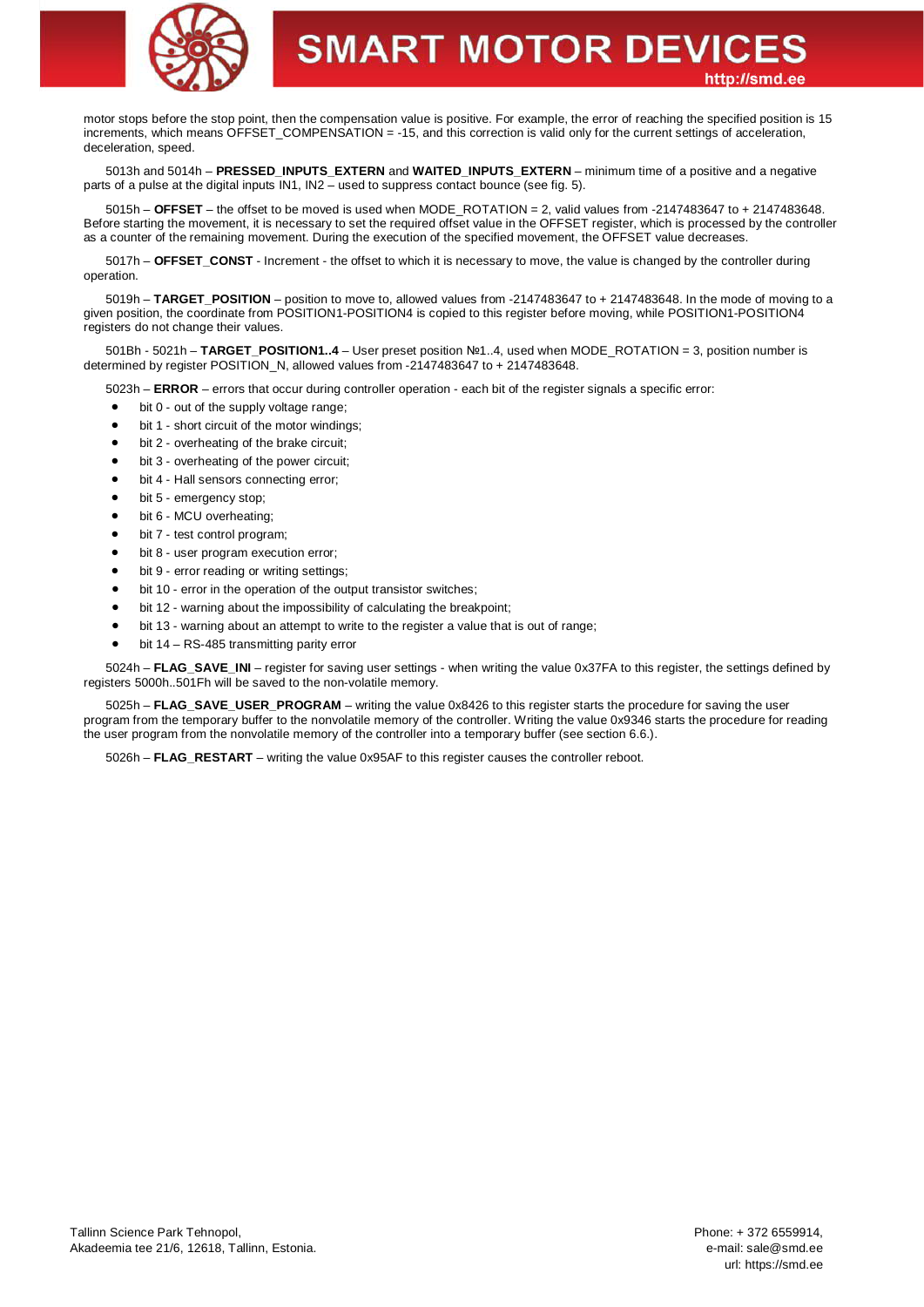motor stops before the stop point, then the compensation value is positive. For example, the error of reaching the specified position is 15 increments, which means OFFSET_COMPENSATION = -15, and this correction is valid only for the current settings of acceleration, deceleration, speed.

5013h and 5014h – **PRESSED_INPUTS_EXTERN** and **WAITED_INPUTS_EXTERN** – minimum time of a positive and a negative parts of a pulse at the digital inputs IN1, IN2 – used to suppress contact bounce (see fig. 5).

5015h – **OFFSET** – the offset to be moved is used when MODE_ROTATION = 2, valid values from -2147483647 to + 2147483648. Before starting the movement, it is necessary to set the required offset value in the OFFSET register, which is processed by the controller as a counter of the remaining movement. During the execution of the specified movement, the OFFSET value decreases.

5017h – **OFFSET_CONST** - Increment - the offset to which it is necessary to move, the value is changed by the controller during operation.

5019h – **TARGET_POSITION** – position to move to, allowed values from -2147483647 to + 2147483648. In the mode of moving to a given position, the coordinate from POSITION1-POSITION4 is copied to this register before moving, while POSITION1-POSITION4 registers do not change their values.

501Bh - 5021h – **TARGET_POSITION1..4** – User preset position №1..4, used when MODE_ROTATION = 3, position number is determined by register POSITION_N, allowed values from -2147483647 to + 2147483648.

5023h – **ERROR** – errors that occur during controller operation - each bit of the register signals a specific error:

- bit 0 - out of the supply voltage range;
- bit 1 - short circuit of the motor windings;
- bit 2 - overheating of the brake circuit;
- bit 3 - overheating of the power circuit;
- bit 4 - Hall sensors connecting error;
- bit 5 - emergency stop;
- bit 6 - MCU overheating;
- bit 7 - test control program;
- bit 8 - user program execution error;
- bit 9 - error reading or writing settings;
- bit 10 - error in the operation of the output transistor switches;
- bit 12 - warning about the impossibility of calculating the breakpoint;
- bit 13 - warning about an attempt to write to the register a value that is out of range;
- bit 14 – RS-485 transmitting parity error

5024h – **FLAG_SAVE_INI** – register for saving user settings - when writing the value 0x37FA to this register, the settings defined by registers 5000h..501Fh will be saved to the non-volatile memory.

5025h – **FLAG_SAVE_USER_PROGRAM** – writing the value 0x8426 to this register starts the procedure for saving the user program from the temporary buffer to the nonvolatile memory of the controller. Writing the value 0x9346 starts the procedure for reading the user program from the nonvolatile memory of the controller into a temporary buffer (see section 6.6.).

5026h – **FLAG_RESTART** – writing the value 0x95AF to this register causes the controller reboot.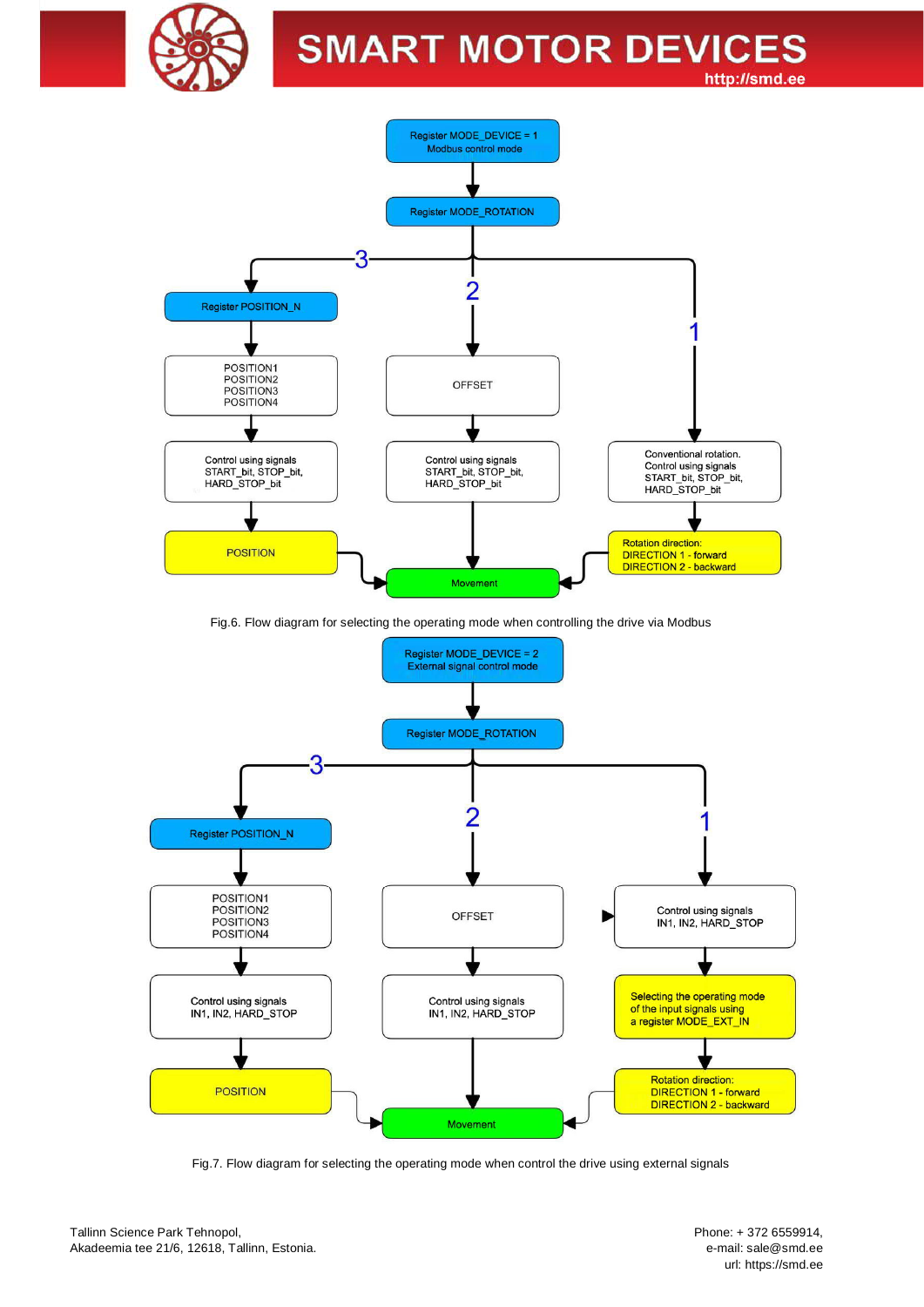Register MODE_DEVICE = 1
Modbus control mode

Register MODE_ROTATION

**3** → Register POSITION_N → POSITION1, POSITION2, POSITION3, POSITION4 → Control using signals START_bit, STOP_bit, HARD_STOP_bit → POSITION → Movement

**2** → OFFSET → Control using signals START_bit, STOP_bit, HARD_STOP_bit → Movement

**1** → Conventional rotation. Control using signals START_bit, STOP_bit, HARD_STOP_bit → Rotation direction: DIRECTION 1 - forward, DIRECTION 2 - backward → Movement

Fig.6. Flow diagram for selecting the operating mode when controlling the drive via Modbus

Register MODE_DEVICE = 2
External signal control mode

Register MODE_ROTATION

**3** → Register POSITION_N → POSITION1, POSITION2, POSITION3, POSITION4 → Control using signals IN1, IN2, HARD_STOP → POSITION → Movement

**2** → OFFSET → Control using signals IN1, IN2, HARD_STOP → Movement

**1** → Control using signals IN1, IN2, HARD_STOP → Selecting the operating mode of the input signals using a register MODE_EXT_IN → Rotation direction: DIRECTION 1 - forward, DIRECTION 2 - backward → Movement

Fig.7. Flow diagram for selecting the operating mode when control the drive using external signals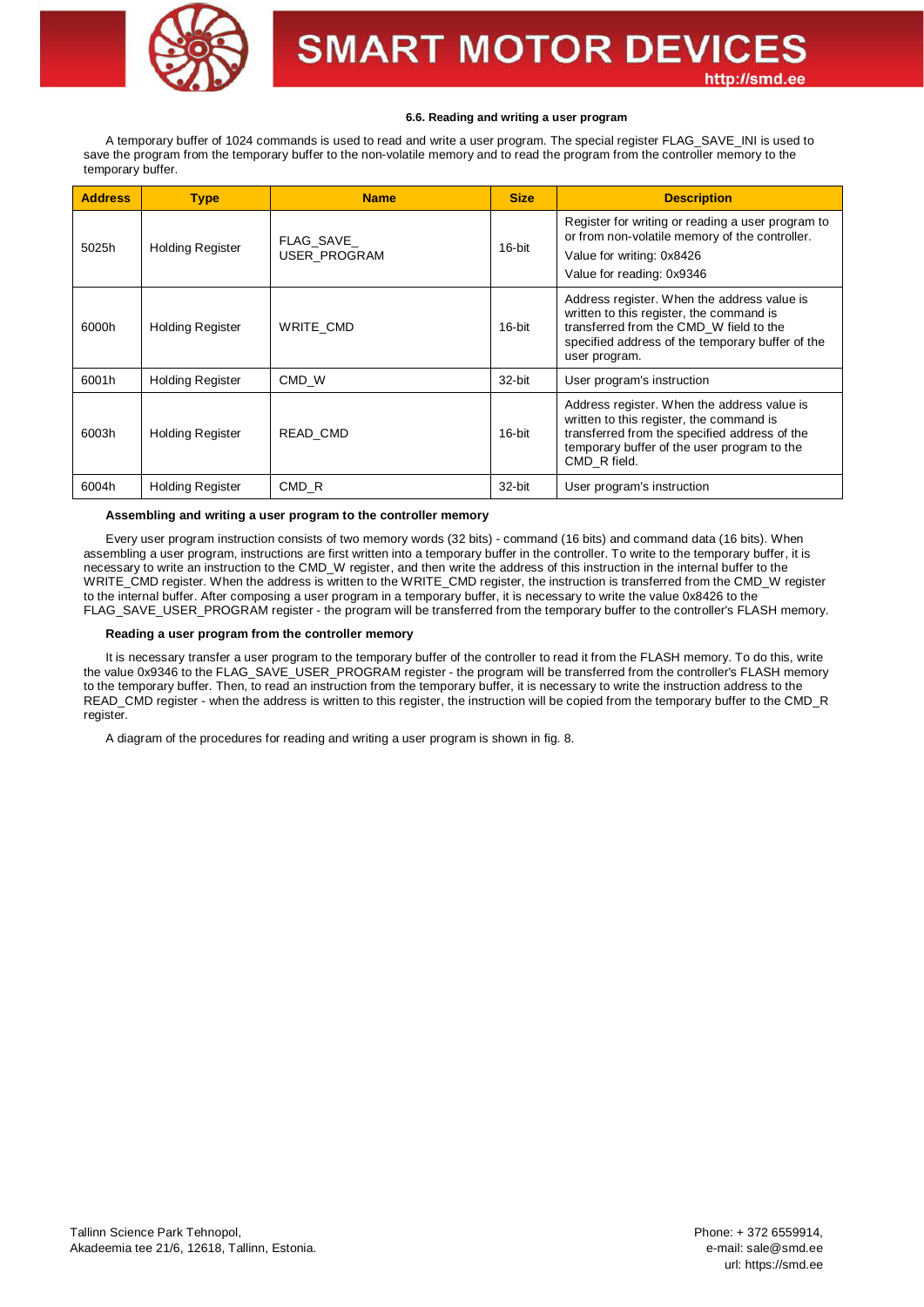### 6.6. Reading and writing a user program

A temporary buffer of 1024 commands is used to read and write a user program. The special register FLAG_SAVE_INI is used to save the program from the temporary buffer to the non-volatile memory and to read the program from the controller memory to the temporary buffer.

| Address | Type | Name | Size | Description |
|---|---|---|---|---|
| 5025h | Holding Register | FLAG_SAVE_ USER_PROGRAM | 16-bit | Register for writing or reading a user program to or from non-volatile memory of the controller. Value for writing: 0x8426 Value for reading: 0x9346 |
| 6000h | Holding Register | WRITE_CMD | 16-bit | Address register. When the address value is written to this register, the command is transferred from the CMD_W field to the specified address of the temporary buffer of the user program. |
| 6001h | Holding Register | CMD_W | 32-bit | User program's instruction |
| 6003h | Holding Register | READ_CMD | 16-bit | Address register. When the address value is written to this register, the command is transferred from the specified address of the temporary buffer of the user program to the CMD_R field. |
| 6004h | Holding Register | CMD_R | 32-bit | User program's instruction |

**Assembling and writing a user program to the controller memory**

Every user program instruction consists of two memory words (32 bits) - command (16 bits) and command data (16 bits). When assembling a user program, instructions are first written into a temporary buffer in the controller. To write to the temporary buffer, it is necessary to write an instruction to the CMD_W register, and then write the address of this instruction in the internal buffer to the WRITE_CMD register. When the address is written to the WRITE_CMD register, the instruction is transferred from the CMD_W register to the internal buffer. After composing a user program in a temporary buffer, it is necessary to write the value 0x8426 to the FLAG_SAVE_USER_PROGRAM register - the program will be transferred from the temporary buffer to the controller's FLASH memory.

**Reading a user program from the controller memory**

It is necessary transfer a user program to the temporary buffer of the controller to read it from the FLASH memory. To do this, write the value 0x9346 to the FLAG_SAVE_USER_PROGRAM register - the program will be transferred from the controller's FLASH memory to the temporary buffer. Then, to read an instruction from the temporary buffer, it is necessary to write the instruction address to the READ_CMD register - when the address is written to this register, the instruction will be copied from the temporary buffer to the CMD_R register.

A diagram of the procedures for reading and writing a user program is shown in fig. 8.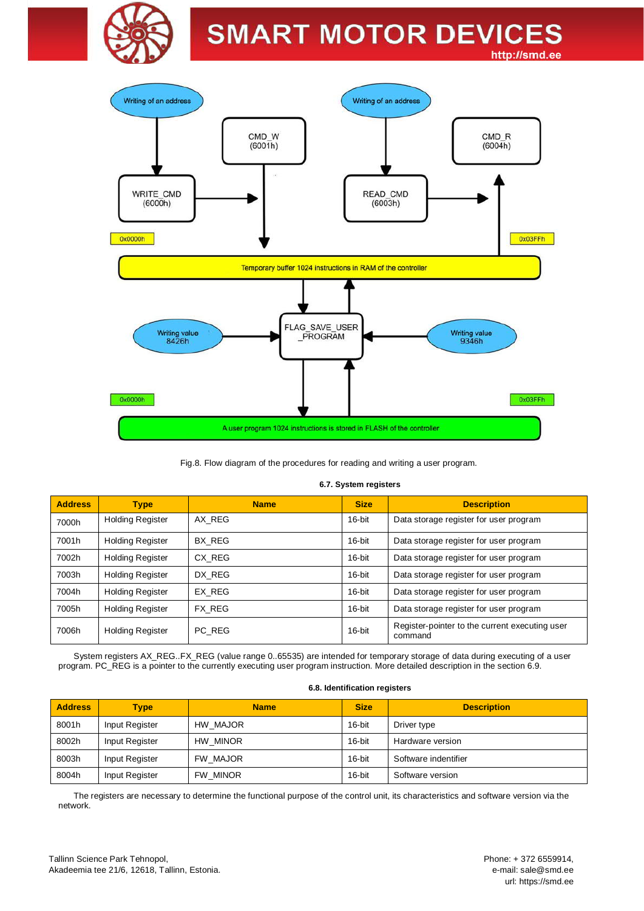Writing of an address

CMD_W (6001h)

WRITE_CMD (6000h)

Writing of an address

READ_CMD (6003h)

CMD_R (6004h)

0x0000h

0x03FFh

Temporary buffer 1024 instructions in RAM of the controller

Writing value 8426h

FLAG_SAVE_USER_PROGRAM

Writing value 9346h

0x0000h

0x03FFh

A user program 1024 instructions is stored in FLASH of the controller

Fig.8. Flow diagram of the procedures for reading and writing a user program.

### 6.7. System registers

| Address | Type | Name | Size | Description |
|---|---|---|---|---|
| 7000h | Holding Register | AX_REG | 16-bit | Data storage register for user program |
| 7001h | Holding Register | BX_REG | 16-bit | Data storage register for user program |
| 7002h | Holding Register | CX_REG | 16-bit | Data storage register for user program |
| 7003h | Holding Register | DX_REG | 16-bit | Data storage register for user program |
| 7004h | Holding Register | EX_REG | 16-bit | Data storage register for user program |
| 7005h | Holding Register | FX_REG | 16-bit | Data storage register for user program |
| 7006h | Holding Register | PC_REG | 16-bit | Register-pointer to the current executing user command |

System registers AX_REG..FX_REG (value range 0..65535) are intended for temporary storage of data during executing of a user program. PC_REG is a pointer to the currently executing user program instruction. More detailed description in the section 6.9.

### 6.8. Identification registers

| Address | Type | Name | Size | Description |
|---|---|---|---|---|
| 8001h | Input Register | HW_MAJOR | 16-bit | Driver type |
| 8002h | Input Register | HW_MINOR | 16-bit | Hardware version |
| 8003h | Input Register | FW_MAJOR | 16-bit | Software indentifier |
| 8004h | Input Register | FW_MINOR | 16-bit | Software version |

The registers are necessary to determine the functional purpose of the control unit, its characteristics and software version via the network.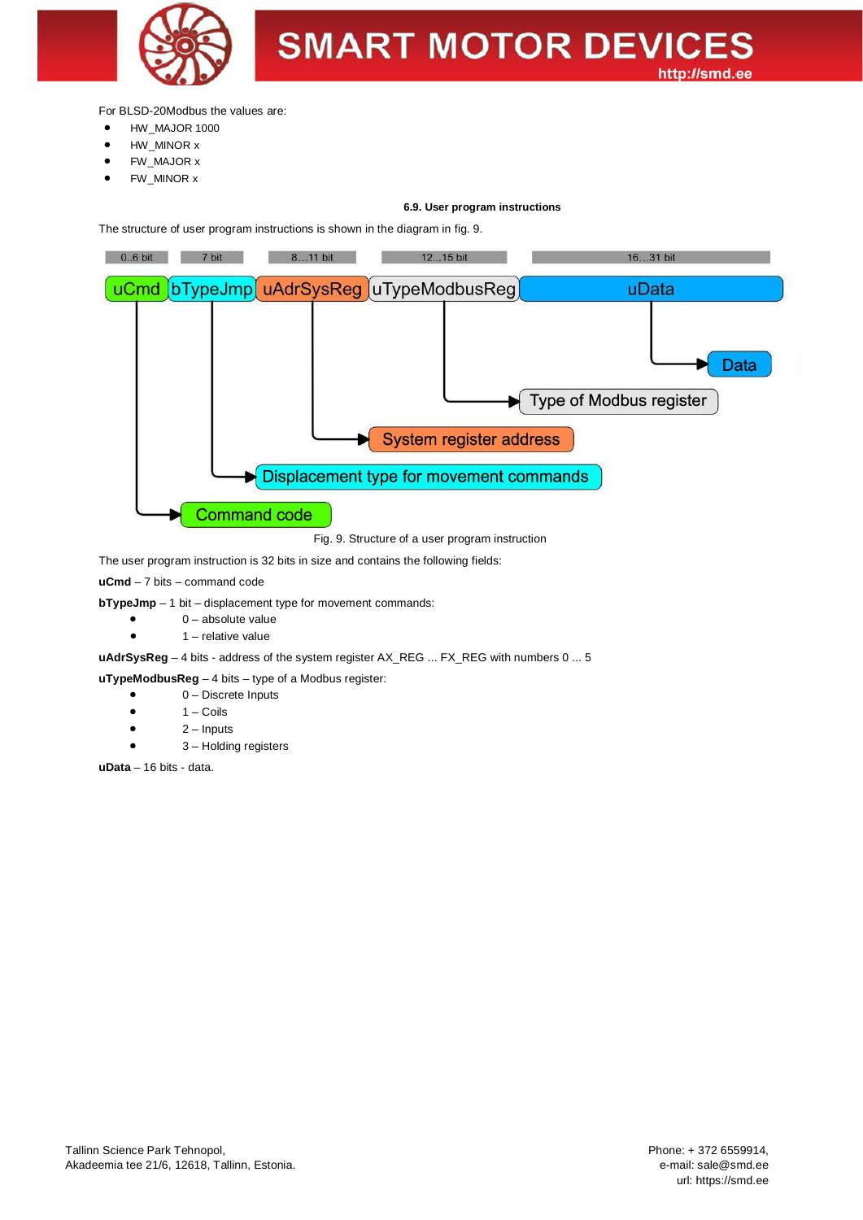For BLSD-20Modbus the values are:

- HW_MAJOR 1000
- HW_MINOR x
- FW_MAJOR x
- FW_MINOR x

### 6.9. User program instructions

The structure of user program instructions is shown in the diagram in fig. 9.

| 0..6 bit | 7 bit | 8…11 bit | 12…15 bit | 16…31 bit |
|---|---|---|---|---|
| uCmd | bTypeJmp | uAdrSysReg | uTypeModbusReg | uData |
| Command code | Displacement type for movement commands | System register address | Type of Modbus register | Data |

Fig. 9. Structure of a user program instruction

The user program instruction is 32 bits in size and contains the following fields:

**uCmd** – 7 bits – command code

**bTypeJmp** – 1 bit – displacement type for movement commands:

- 0 – absolute value
- 1 – relative value

**uAdrSysReg** – 4 bits - address of the system register AX_REG ... FX_REG with numbers 0 ... 5

**uTypeModbusReg** – 4 bits – type of a Modbus register:

- 0 – Discrete Inputs
- 1 – Coils
- 2 – Inputs
- 3 – Holding registers

**uData** – 16 bits - data.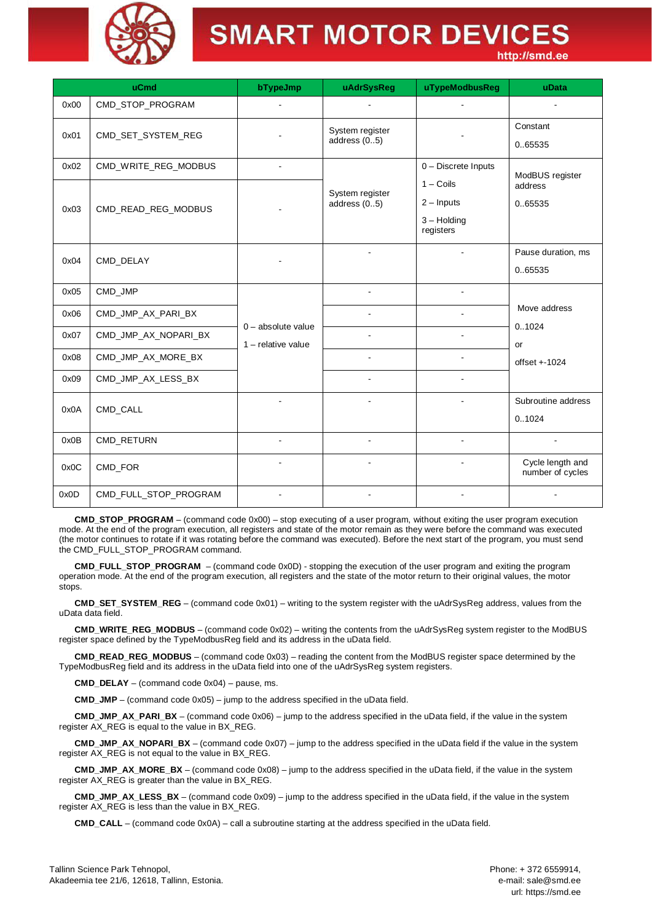| uCmd | | bTypeJmp | uAdrSysReg | uTypeModbusReg | uData |
|---|---|---|---|---|---|
| 0x00 | CMD_STOP_PROGRAM | - | - | - | - |
| 0x01 | CMD_SET_SYSTEM_REG | - | System register address (0..5) | - | Constant 0..65535 |
| 0x02 | CMD_WRITE_REG_MODBUS | - | System register address (0..5) | 0 – Discrete Inputs 1 – Coils 2 – Inputs 3 – Holding registers | ModBUS register address 0..65535 |
| 0x03 | CMD_READ_REG_MODBUS | - | System register address (0..5) | 0 – Discrete Inputs 1 – Coils 2 – Inputs 3 – Holding registers | ModBUS register address 0..65535 |
| 0x04 | CMD_DELAY | - | - | - | Pause duration, ms 0..65535 |
| 0x05 | CMD_JMP | 0 – absolute value 1 – relative value | - | - | Move address 0..1024 or offset +-1024 |
| 0x06 | CMD_JMP_AX_PARI_BX | 0 – absolute value 1 – relative value | - | - | Move address 0..1024 or offset +-1024 |
| 0x07 | CMD_JMP_AX_NOPARI_BX | 0 – absolute value 1 – relative value | - | - | Move address 0..1024 or offset +-1024 |
| 0x08 | CMD_JMP_AX_MORE_BX | 0 – absolute value 1 – relative value | - | - | Move address 0..1024 or offset +-1024 |
| 0x09 | CMD_JMP_AX_LESS_BX | 0 – absolute value 1 – relative value | - | - | Move address 0..1024 or offset +-1024 |
| 0x0A | CMD_CALL | - | - | - | Subroutine address 0..1024 |
| 0x0B | CMD_RETURN | - | - | - | - |
| 0x0C | CMD_FOR | - | - | - | Cycle length and number of cycles |
| 0x0D | CMD_FULL_STOP_PROGRAM | - | - | - | - |

**CMD_STOP_PROGRAM** – (command code 0x00) – stop executing of a user program, without exiting the user program execution mode. At the end of the program execution, all registers and state of the motor remain as they were before the command was executed (the motor continues to rotate if it was rotating before the command was executed). Before the next start of the program, you must send the CMD_FULL_STOP_PROGRAM command.

**CMD_FULL_STOP_PROGRAM** – (command code 0x0D) - stopping the execution of the user program and exiting the program operation mode. At the end of the program execution, all registers and the state of the motor return to their original values, the motor stops.

**CMD_SET_SYSTEM_REG** – (command code 0x01) – writing to the system register with the uAdrSysReg address, values from the uData data field.

**CMD_WRITE_REG_MODBUS** – (command code 0x02) – writing the contents from the uAdrSysReg system register to the ModBUS register space defined by the TypeModbusReg field and its address in the uData field.

**CMD_READ_REG_MODBUS** – (command code 0x03) – reading the content from the ModBUS register space determined by the TypeModbusReg field and its address in the uData field into one of the uAdrSysReg system registers.

**CMD_DELAY** – (command code 0x04) – pause, ms.

**CMD_JMP** – (command code 0x05) – jump to the address specified in the uData field.

**CMD_JMP_AX_PARI_BX** – (command code 0x06) – jump to the address specified in the uData field, if the value in the system register AX_REG is equal to the value in BX_REG.

**CMD_JMP_AX_NOPARI_BX** – (command code 0x07) – jump to the address specified in the uData field if the value in the system register AX_REG is not equal to the value in BX_REG.

**CMD_JMP_AX_MORE_BX** – (command code 0x08) – jump to the address specified in the uData field, if the value in the system register AX_REG is greater than the value in BX_REG.

**CMD_JMP_AX_LESS_BX** – (command code 0x09) – jump to the address specified in the uData field, if the value in the system register AX_REG is less than the value in BX_REG.

**CMD_CALL** – (command code 0x0A) – call a subroutine starting at the address specified in the uData field.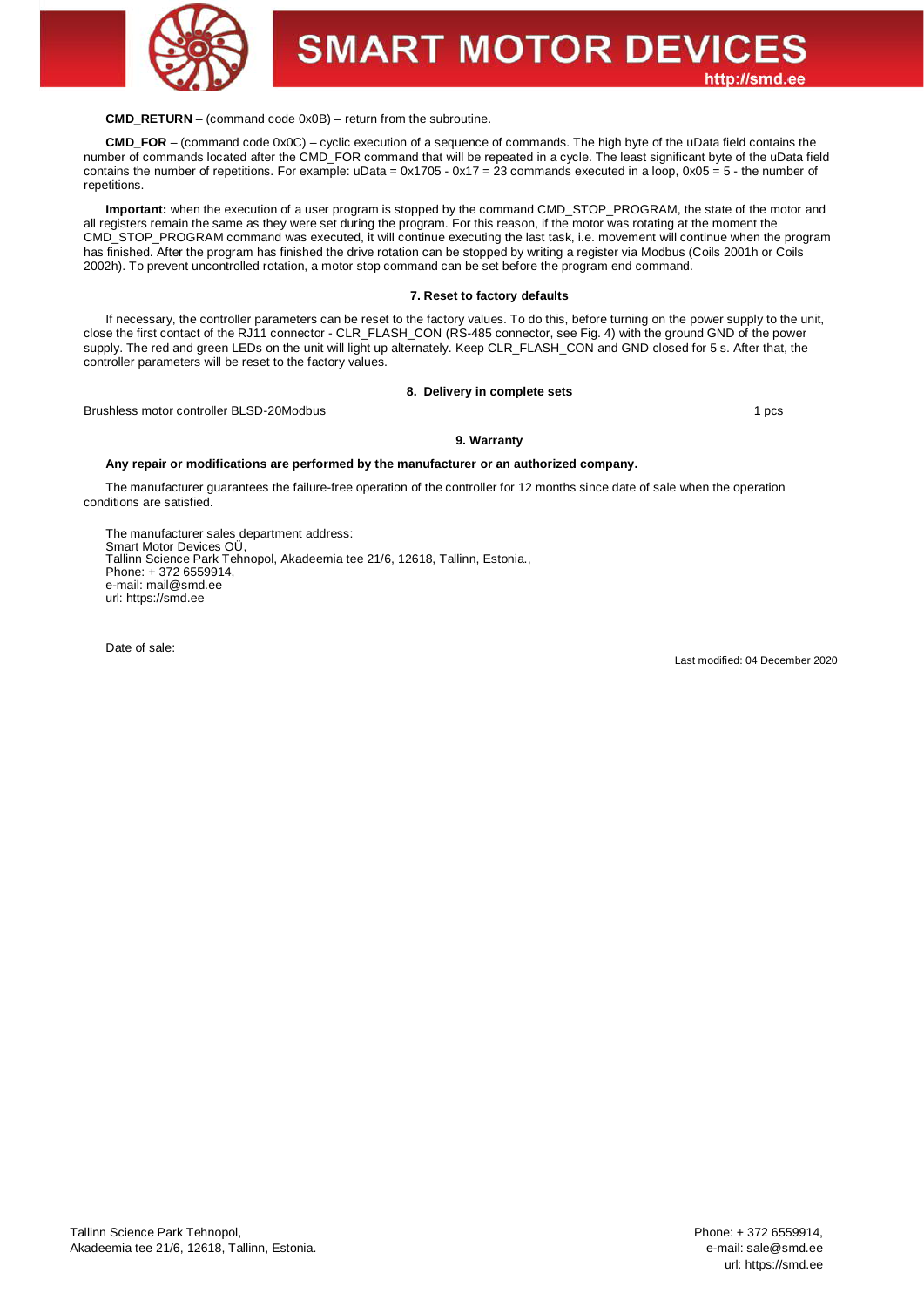**CMD_RETURN** – (command code 0x0B) – return from the subroutine.

**CMD_FOR** – (command code 0x0C) – cyclic execution of a sequence of commands. The high byte of the uData field contains the number of commands located after the CMD_FOR command that will be repeated in a cycle. The least significant byte of the uData field contains the number of repetitions. For example: uData = 0x1705 - 0x17 = 23 commands executed in a loop, 0x05 = 5 - the number of repetitions.

**Important:** when the execution of a user program is stopped by the command CMD_STOP_PROGRAM, the state of the motor and all registers remain the same as they were set during the program. For this reason, if the motor was rotating at the moment the CMD_STOP_PROGRAM command was executed, it will continue executing the last task, i.e. movement will continue when the program has finished. After the program has finished the drive rotation can be stopped by writing a register via Modbus (Coils 2001h or Coils 2002h). To prevent uncontrolled rotation, a motor stop command can be set before the program end command.

## 7. Reset to factory defaults

If necessary, the controller parameters can be reset to the factory values. To do this, before turning on the power supply to the unit, close the first contact of the RJ11 connector - CLR_FLASH_CON (RS-485 connector, see Fig. 4) with the ground GND of the power supply. The red and green LEDs on the unit will light up alternately. Keep CLR_FLASH_CON and GND closed for 5 s. After that, the controller parameters will be reset to the factory values.

## 8. Delivery in complete sets

Brushless motor controller BLSD-20Modbus 1 pcs

## 9. Warranty

**Any repair or modifications are performed by the manufacturer or an authorized company.**

The manufacturer guarantees the failure-free operation of the controller for 12 months since date of sale when the operation conditions are satisfied.

The manufacturer sales department address:
Smart Motor Devices OÜ,
Tallinn Science Park Tehnopol, Akadeemia tee 21/6, 12618, Tallinn, Estonia.,
Phone: + 372 6559914,
e-mail: mail@smd.ee
url: https://smd.ee

Date of sale:

Last modified: 04 December 2020